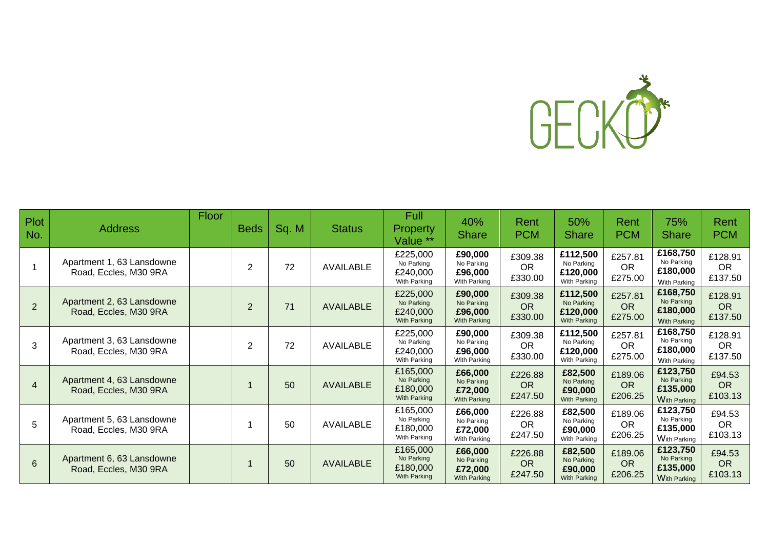GECKO

| Plot No. | Address | Floor | Beds | Sq. M | Status | Full Property Value ** | 40% Share | Rent PCM | 50% Share | Rent PCM | 75% Share | Rent PCM |
|---|---|---|---|---|---|---|---|---|---|---|---|---|
| 1 | Apartment 1, 63 Lansdowne Road, Eccles, M30 9RA | | 2 | 72 | AVAILABLE | £225,000 No Parking £240,000 With Parking | **£90,000** No Parking **£96,000** With Parking | £309.38 OR £330.00 | **£112,500** No Parking **£120,000** With Parking | £257.81 OR £275.00 | **£168,750** No Parking **£180,000** With Parking | £128.91 OR £137.50 |
| 2 | Apartment 2, 63 Lansdowne Road, Eccles, M30 9RA | | 2 | 71 | AVAILABLE | £225,000 No Parking £240,000 With Parking | **£90,000** No Parking **£96,000** With Parking | £309.38 OR £330.00 | **£112,500** No Parking **£120,000** With Parking | £257.81 OR £275.00 | **£168,750** No Parking **£180,000** With Parking | £128.91 OR £137.50 |
| 3 | Apartment 3, 63 Lansdowne Road, Eccles, M30 9RA | | 2 | 72 | AVAILABLE | £225,000 No Parking £240,000 With Parking | **£90,000** No Parking **£96,000** With Parking | £309.38 OR £330.00 | **£112,500** No Parking **£120,000** With Parking | £257.81 OR £275.00 | **£168,750** No Parking **£180,000** With Parking | £128.91 OR £137.50 |
| 4 | Apartment 4, 63 Lansdowne Road, Eccles, M30 9RA | | 1 | 50 | AVAILABLE | £165,000 No Parking £180,000 With Parking | **£66,000** No Parking **£72,000** With Parking | £226.88 OR £247.50 | **£82,500** No Parking **£90,000** With Parking | £189.06 OR £206.25 | **£123,750** No Parking **£135,000** With Parking | £94.53 OR £103.13 |
| 5 | Apartment 5, 63 Lansdowne Road, Eccles, M30 9RA | | 1 | 50 | AVAILABLE | £165,000 No Parking £180,000 With Parking | **£66,000** No Parking **£72,000** With Parking | £226.88 OR £247.50 | **£82,500** No Parking **£90,000** With Parking | £189.06 OR £206.25 | **£123,750** No Parking **£135,000** With Parking | £94.53 OR £103.13 |
| 6 | Apartment 6, 63 Lansdowne Road, Eccles, M30 9RA | | 1 | 50 | AVAILABLE | £165,000 No Parking £180,000 With Parking | **£66,000** No Parking **£72,000** With Parking | £226.88 OR £247.50 | **£82,500** No Parking **£90,000** With Parking | £189.06 OR £206.25 | **£123,750** No Parking **£135,000** With Parking | £94.53 OR £103.13 |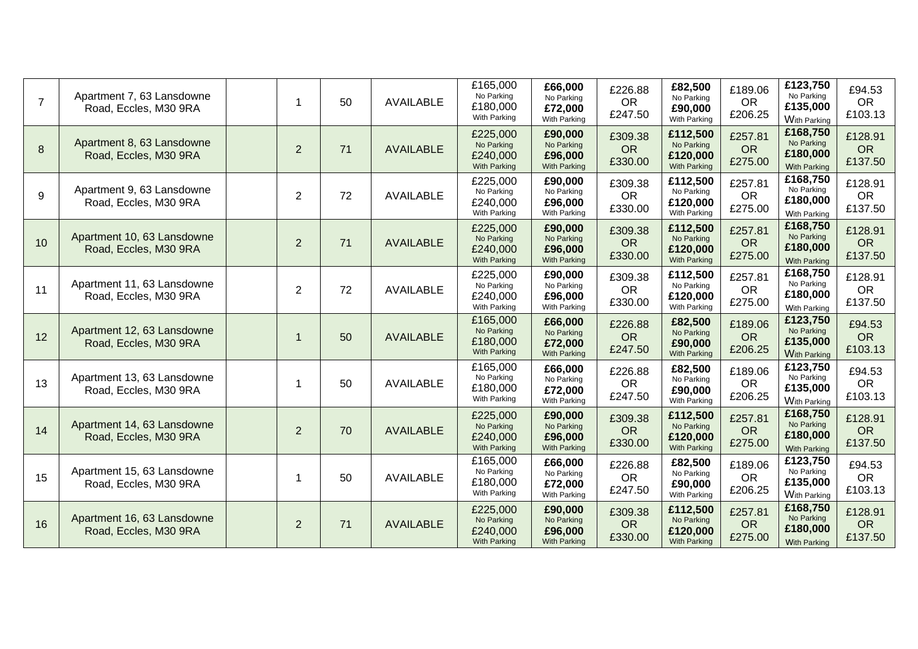| | | | | | | | | | | | | |
|---|---|---|---|---|---|---|---|---|---|---|---|---|
| 7 | Apartment 7, 63 Lansdowne Road, Eccles, M30 9RA | | 1 | 50 | AVAILABLE | £165,000 No Parking £180,000 With Parking | **£66,000** No Parking **£72,000** With Parking | £226.88 OR £247.50 | **£82,500** No Parking **£90,000** With Parking | £189.06 OR £206.25 | **£123,750** No Parking **£135,000** With Parking | £94.53 OR £103.13 |
| 8 | Apartment 8, 63 Lansdowne Road, Eccles, M30 9RA | | 2 | 71 | AVAILABLE | £225,000 No Parking £240,000 With Parking | **£90,000** No Parking **£96,000** With Parking | £309.38 OR £330.00 | **£112,500** No Parking **£120,000** With Parking | £257.81 OR £275.00 | **£168,750** No Parking **£180,000** With Parking | £128.91 OR £137.50 |
| 9 | Apartment 9, 63 Lansdowne Road, Eccles, M30 9RA | | 2 | 72 | AVAILABLE | £225,000 No Parking £240,000 With Parking | **£90,000** No Parking **£96,000** With Parking | £309.38 OR £330.00 | **£112,500** No Parking **£120,000** With Parking | £257.81 OR £275.00 | **£168,750** No Parking **£180,000** With Parking | £128.91 OR £137.50 |
| 10 | Apartment 10, 63 Lansdowne Road, Eccles, M30 9RA | | 2 | 71 | AVAILABLE | £225,000 No Parking £240,000 With Parking | **£90,000** No Parking **£96,000** With Parking | £309.38 OR £330.00 | **£112,500** No Parking **£120,000** With Parking | £257.81 OR £275.00 | **£168,750** No Parking **£180,000** With Parking | £128.91 OR £137.50 |
| 11 | Apartment 11, 63 Lansdowne Road, Eccles, M30 9RA | | 2 | 72 | AVAILABLE | £225,000 No Parking £240,000 With Parking | **£90,000** No Parking **£96,000** With Parking | £309.38 OR £330.00 | **£112,500** No Parking **£120,000** With Parking | £257.81 OR £275.00 | **£168,750** No Parking **£180,000** With Parking | £128.91 OR £137.50 |
| 12 | Apartment 12, 63 Lansdowne Road, Eccles, M30 9RA | | 1 | 50 | AVAILABLE | £165,000 No Parking £180,000 With Parking | **£66,000** No Parking **£72,000** With Parking | £226.88 OR £247.50 | **£82,500** No Parking **£90,000** With Parking | £189.06 OR £206.25 | **£123,750** No Parking **£135,000** With Parking | £94.53 OR £103.13 |
| 13 | Apartment 13, 63 Lansdowne Road, Eccles, M30 9RA | | 1 | 50 | AVAILABLE | £165,000 No Parking £180,000 With Parking | **£66,000** No Parking **£72,000** With Parking | £226.88 OR £247.50 | **£82,500** No Parking **£90,000** With Parking | £189.06 OR £206.25 | **£123,750** No Parking **£135,000** With Parking | £94.53 OR £103.13 |
| 14 | Apartment 14, 63 Lansdowne Road, Eccles, M30 9RA | | 2 | 70 | AVAILABLE | £225,000 No Parking £240,000 With Parking | **£90,000** No Parking **£96,000** With Parking | £309.38 OR £330.00 | **£112,500** No Parking **£120,000** With Parking | £257.81 OR £275.00 | **£168,750** No Parking **£180,000** With Parking | £128.91 OR £137.50 |
| 15 | Apartment 15, 63 Lansdowne Road, Eccles, M30 9RA | | 1 | 50 | AVAILABLE | £165,000 No Parking £180,000 With Parking | **£66,000** No Parking **£72,000** With Parking | £226.88 OR £247.50 | **£82,500** No Parking **£90,000** With Parking | £189.06 OR £206.25 | **£123,750** No Parking **£135,000** With Parking | £94.53 OR £103.13 |
| 16 | Apartment 16, 63 Lansdowne Road, Eccles, M30 9RA | | 2 | 71 | AVAILABLE | £225,000 No Parking £240,000 With Parking | **£90,000** No Parking **£96,000** With Parking | £309.38 OR £330.00 | **£112,500** No Parking **£120,000** With Parking | £257.81 OR £275.00 | **£168,750** No Parking **£180,000** With Parking | £128.91 OR £137.50 |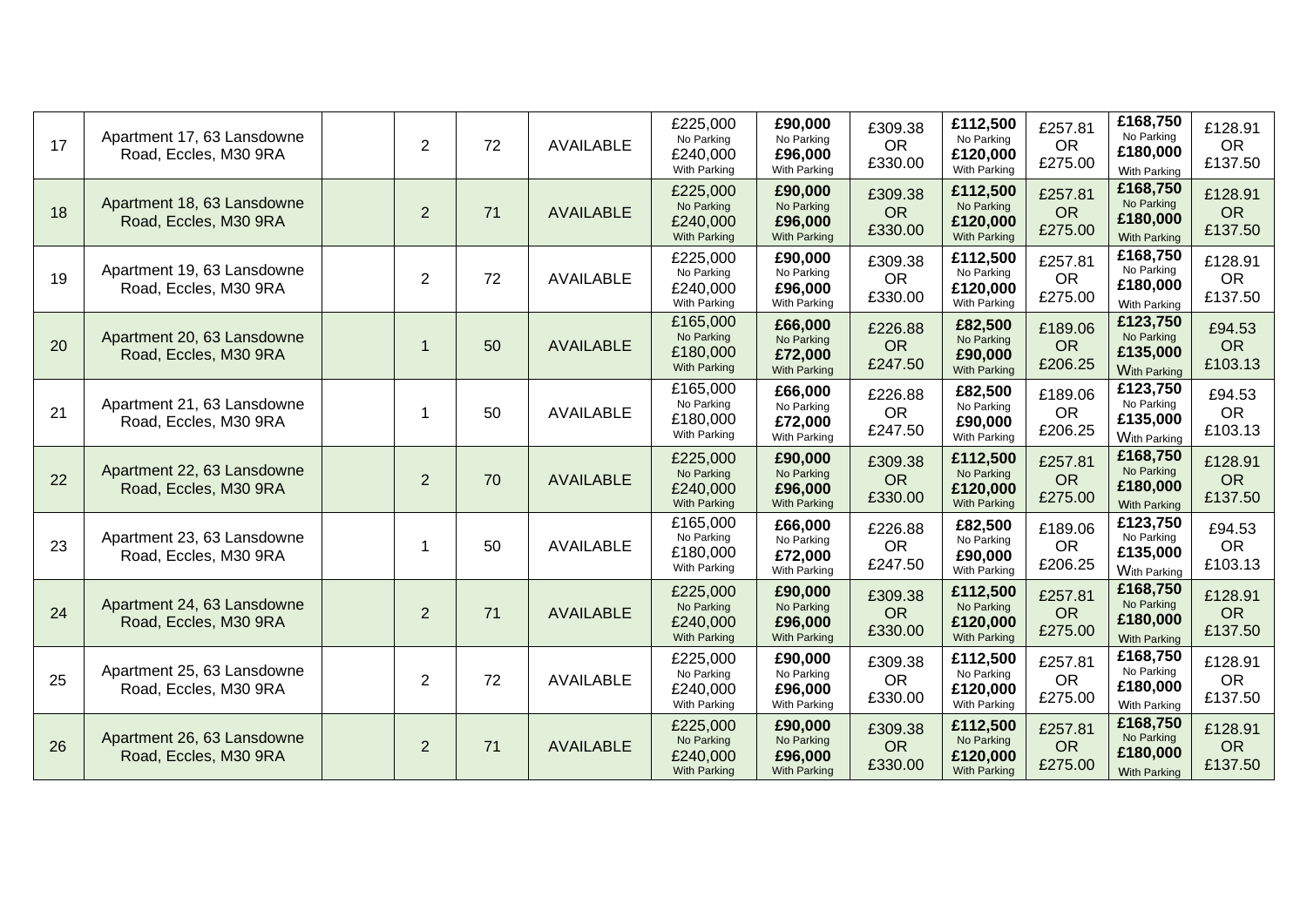| 17 | Apartment 17, 63 Lansdowne Road, Eccles, M30 9RA | | 2 | 72 | AVAILABLE | £225,000 No Parking £240,000 With Parking | **£90,000** No Parking **£96,000** With Parking | £309.38 OR £330.00 | **£112,500** No Parking **£120,000** With Parking | £257.81 OR £275.00 | **£168,750** No Parking **£180,000** With Parking | £128.91 OR £137.50 |
|---|---|---|---|---|---|---|---|---|---|---|---|---|
| 18 | Apartment 18, 63 Lansdowne Road, Eccles, M30 9RA | | 2 | 71 | AVAILABLE | £225,000 No Parking £240,000 With Parking | **£90,000** No Parking **£96,000** With Parking | £309.38 OR £330.00 | **£112,500** No Parking **£120,000** With Parking | £257.81 OR £275.00 | **£168,750** No Parking **£180,000** With Parking | £128.91 OR £137.50 |
| 19 | Apartment 19, 63 Lansdowne Road, Eccles, M30 9RA | | 2 | 72 | AVAILABLE | £225,000 No Parking £240,000 With Parking | **£90,000** No Parking **£96,000** With Parking | £309.38 OR £330.00 | **£112,500** No Parking **£120,000** With Parking | £257.81 OR £275.00 | **£168,750** No Parking **£180,000** With Parking | £128.91 OR £137.50 |
| 20 | Apartment 20, 63 Lansdowne Road, Eccles, M30 9RA | | 1 | 50 | AVAILABLE | £165,000 No Parking £180,000 With Parking | **£66,000** No Parking **£72,000** With Parking | £226.88 OR £247.50 | **£82,500** No Parking **£90,000** With Parking | £189.06 OR £206.25 | **£123,750** No Parking **£135,000** With Parking | £94.53 OR £103.13 |
| 21 | Apartment 21, 63 Lansdowne Road, Eccles, M30 9RA | | 1 | 50 | AVAILABLE | £165,000 No Parking £180,000 With Parking | **£66,000** No Parking **£72,000** With Parking | £226.88 OR £247.50 | **£82,500** No Parking **£90,000** With Parking | £189.06 OR £206.25 | **£123,750** No Parking **£135,000** With Parking | £94.53 OR £103.13 |
| 22 | Apartment 22, 63 Lansdowne Road, Eccles, M30 9RA | | 2 | 70 | AVAILABLE | £225,000 No Parking £240,000 With Parking | **£90,000** No Parking **£96,000** With Parking | £309.38 OR £330.00 | **£112,500** No Parking **£120,000** With Parking | £257.81 OR £275.00 | **£168,750** No Parking **£180,000** With Parking | £128.91 OR £137.50 |
| 23 | Apartment 23, 63 Lansdowne Road, Eccles, M30 9RA | | 1 | 50 | AVAILABLE | £165,000 No Parking £180,000 With Parking | **£66,000** No Parking **£72,000** With Parking | £226.88 OR £247.50 | **£82,500** No Parking **£90,000** With Parking | £189.06 OR £206.25 | **£123,750** No Parking **£135,000** With Parking | £94.53 OR £103.13 |
| 24 | Apartment 24, 63 Lansdowne Road, Eccles, M30 9RA | | 2 | 71 | AVAILABLE | £225,000 No Parking £240,000 With Parking | **£90,000** No Parking **£96,000** With Parking | £309.38 OR £330.00 | **£112,500** No Parking **£120,000** With Parking | £257.81 OR £275.00 | **£168,750** No Parking **£180,000** With Parking | £128.91 OR £137.50 |
| 25 | Apartment 25, 63 Lansdowne Road, Eccles, M30 9RA | | 2 | 72 | AVAILABLE | £225,000 No Parking £240,000 With Parking | **£90,000** No Parking **£96,000** With Parking | £309.38 OR £330.00 | **£112,500** No Parking **£120,000** With Parking | £257.81 OR £275.00 | **£168,750** No Parking **£180,000** With Parking | £128.91 OR £137.50 |
| 26 | Apartment 26, 63 Lansdowne Road, Eccles, M30 9RA | | 2 | 71 | AVAILABLE | £225,000 No Parking £240,000 With Parking | **£90,000** No Parking **£96,000** With Parking | £309.38 OR £330.00 | **£112,500** No Parking **£120,000** With Parking | £257.81 OR £275.00 | **£168,750** No Parking **£180,000** With Parking | £128.91 OR £137.50 |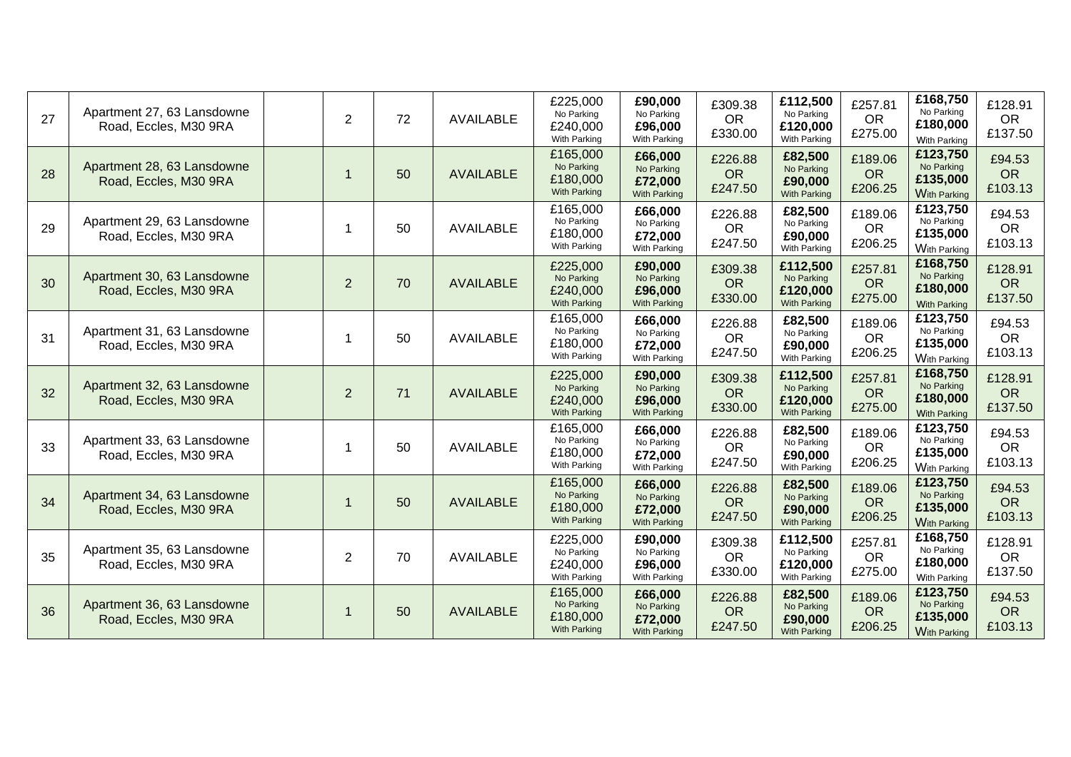| 27 | Apartment 27, 63 Lansdowne Road, Eccles, M30 9RA | | 2 | 72 | AVAILABLE | £225,000 No Parking £240,000 With Parking | **£90,000** No Parking **£96,000** With Parking | £309.38 OR £330.00 | **£112,500** No Parking **£120,000** With Parking | £257.81 OR £275.00 | **£168,750** No Parking **£180,000** With Parking | £128.91 OR £137.50 |
|---|---|---|---|---|---|---|---|---|---|---|---|---|
| 28 | Apartment 28, 63 Lansdowne Road, Eccles, M30 9RA | | 1 | 50 | AVAILABLE | £165,000 No Parking £180,000 With Parking | **£66,000** No Parking **£72,000** With Parking | £226.88 OR £247.50 | **£82,500** No Parking **£90,000** With Parking | £189.06 OR £206.25 | **£123,750** No Parking **£135,000** With Parking | £94.53 OR £103.13 |
| 29 | Apartment 29, 63 Lansdowne Road, Eccles, M30 9RA | | 1 | 50 | AVAILABLE | £165,000 No Parking £180,000 With Parking | **£66,000** No Parking **£72,000** With Parking | £226.88 OR £247.50 | **£82,500** No Parking **£90,000** With Parking | £189.06 OR £206.25 | **£123,750** No Parking **£135,000** With Parking | £94.53 OR £103.13 |
| 30 | Apartment 30, 63 Lansdowne Road, Eccles, M30 9RA | | 2 | 70 | AVAILABLE | £225,000 No Parking £240,000 With Parking | **£90,000** No Parking **£96,000** With Parking | £309.38 OR £330.00 | **£112,500** No Parking **£120,000** With Parking | £257.81 OR £275.00 | **£168,750** No Parking **£180,000** With Parking | £128.91 OR £137.50 |
| 31 | Apartment 31, 63 Lansdowne Road, Eccles, M30 9RA | | 1 | 50 | AVAILABLE | £165,000 No Parking £180,000 With Parking | **£66,000** No Parking **£72,000** With Parking | £226.88 OR £247.50 | **£82,500** No Parking **£90,000** With Parking | £189.06 OR £206.25 | **£123,750** No Parking **£135,000** With Parking | £94.53 OR £103.13 |
| 32 | Apartment 32, 63 Lansdowne Road, Eccles, M30 9RA | | 2 | 71 | AVAILABLE | £225,000 No Parking £240,000 With Parking | **£90,000** No Parking **£96,000** With Parking | £309.38 OR £330.00 | **£112,500** No Parking **£120,000** With Parking | £257.81 OR £275.00 | **£168,750** No Parking **£180,000** With Parking | £128.91 OR £137.50 |
| 33 | Apartment 33, 63 Lansdowne Road, Eccles, M30 9RA | | 1 | 50 | AVAILABLE | £165,000 No Parking £180,000 With Parking | **£66,000** No Parking **£72,000** With Parking | £226.88 OR £247.50 | **£82,500** No Parking **£90,000** With Parking | £189.06 OR £206.25 | **£123,750** No Parking **£135,000** With Parking | £94.53 OR £103.13 |
| 34 | Apartment 34, 63 Lansdowne Road, Eccles, M30 9RA | | 1 | 50 | AVAILABLE | £165,000 No Parking £180,000 With Parking | **£66,000** No Parking **£72,000** With Parking | £226.88 OR £247.50 | **£82,500** No Parking **£90,000** With Parking | £189.06 OR £206.25 | **£123,750** No Parking **£135,000** With Parking | £94.53 OR £103.13 |
| 35 | Apartment 35, 63 Lansdowne Road, Eccles, M30 9RA | | 2 | 70 | AVAILABLE | £225,000 No Parking £240,000 With Parking | **£90,000** No Parking **£96,000** With Parking | £309.38 OR £330.00 | **£112,500** No Parking **£120,000** With Parking | £257.81 OR £275.00 | **£168,750** No Parking **£180,000** With Parking | £128.91 OR £137.50 |
| 36 | Apartment 36, 63 Lansdowne Road, Eccles, M30 9RA | | 1 | 50 | AVAILABLE | £165,000 No Parking £180,000 With Parking | **£66,000** No Parking **£72,000** With Parking | £226.88 OR £247.50 | **£82,500** No Parking **£90,000** With Parking | £189.06 OR £206.25 | **£123,750** No Parking **£135,000** With Parking | £94.53 OR £103.13 |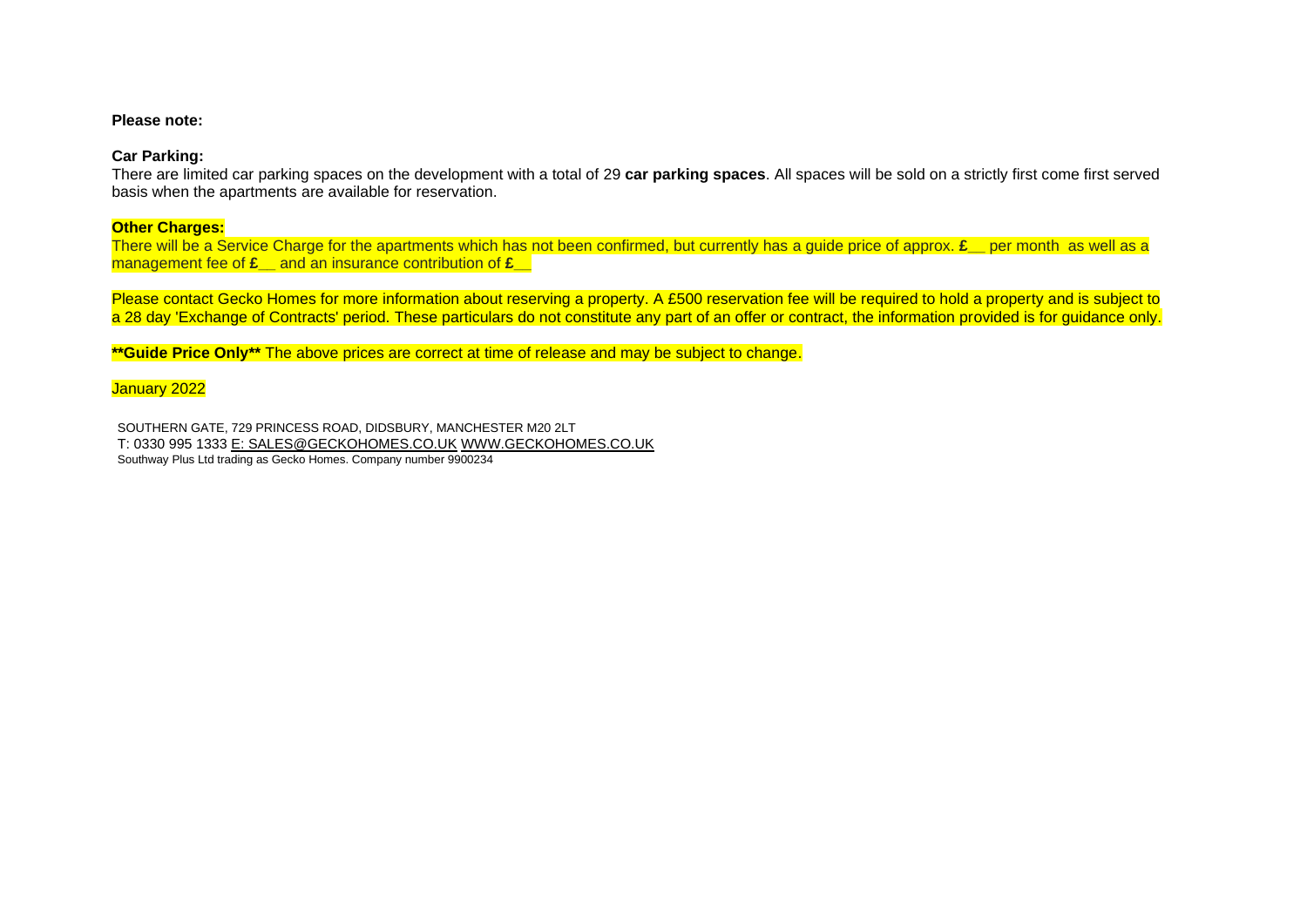**Please note:**

**Car Parking:**
There are limited car parking spaces on the development with a total of 29 **car parking spaces**. All spaces will be sold on a strictly first come first served basis when the apartments are available for reservation.

**Other Charges:**
There will be a Service Charge for the apartments which has not been confirmed, but currently has a guide price of approx. **£__** per month as well as a management fee of **£__** and an insurance contribution of **£__**

Please contact Gecko Homes for more information about reserving a property. A £500 reservation fee will be required to hold a property and is subject to a 28 day 'Exchange of Contracts' period. These particulars do not constitute any part of an offer or contract, the information provided is for guidance only.

**\*\*Guide Price Only\*\*** The above prices are correct at time of release and may be subject to change.

January 2022

SOUTHERN GATE, 729 PRINCESS ROAD, DIDSBURY, MANCHESTER M20 2LT
T: 0330 995 1333 E: SALES@GECKOHOMES.CO.UK WWW.GECKOHOMES.CO.UK
Southway Plus Ltd trading as Gecko Homes. Company number 9900234